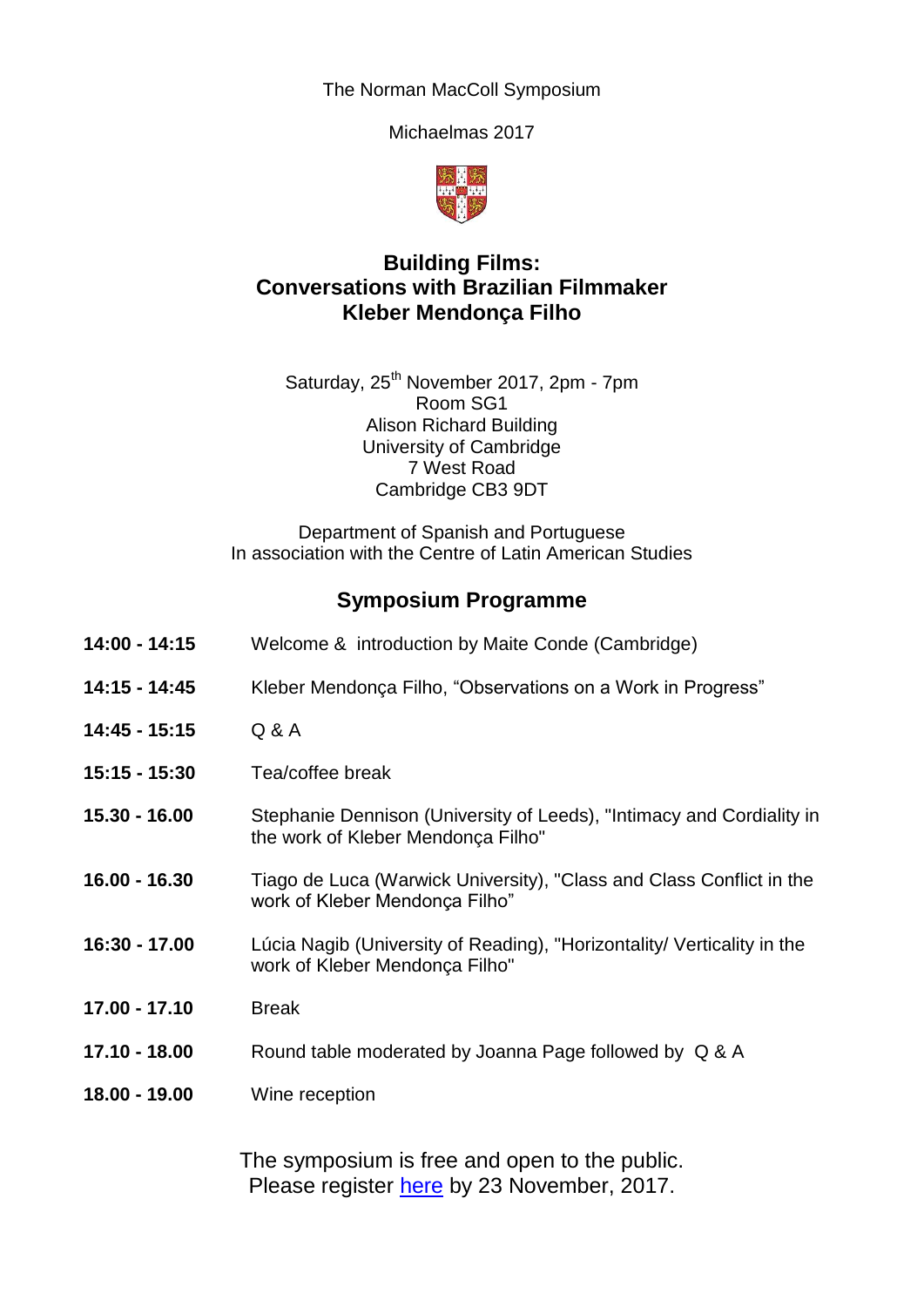The Norman MacColl Symposium

Michaelmas 2017

# Building Films: Conversations with Brazilian Filmmaker Kleber Mendonça Filho

Saturday, 25th November 2017, 2pm - 7pm
Room SG1
Alison Richard Building
University of Cambridge
7 West Road
Cambridge CB3 9DT

Department of Spanish and Portuguese
In association with the Centre of Latin American Studies

## Symposium Programme

| | |
|---|---|
| **14:00 - 14:15** | Welcome & introduction by Maite Conde (Cambridge) |
| **14:15 - 14:45** | Kleber Mendonça Filho, “Observations on a Work in Progress” |
| **14:45 - 15:15** | Q & A |
| **15:15 - 15:30** | Tea/coffee break |
| **15.30 - 16.00** | Stephanie Dennison (University of Leeds), "Intimacy and Cordiality in the work of Kleber Mendonça Filho" |
| **16.00 - 16.30** | Tiago de Luca (Warwick University), "Class and Class Conflict in the work of Kleber Mendonça Filho” |
| **16:30 - 17.00** | Lúcia Nagib (University of Reading), "Horizontality/ Verticality in the work of Kleber Mendonça Filho" |
| **17.00 - 17.10** | Break |
| **17.10 - 18.00** | Round table moderated by Joanna Page followed by Q & A |
| **18.00 - 19.00** | Wine reception |

The symposium is free and open to the public.
Please register here by 23 November, 2017.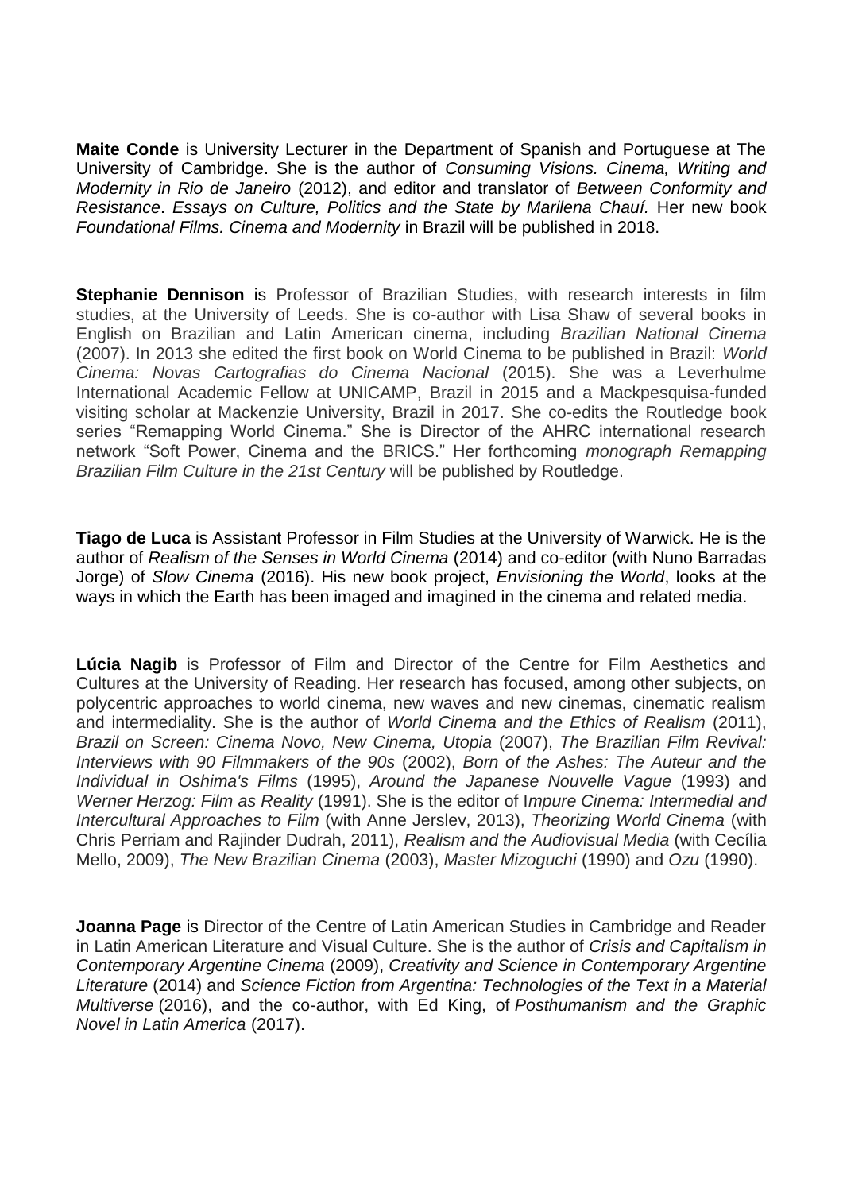**Maite Conde** is University Lecturer in the Department of Spanish and Portuguese at The University of Cambridge. She is the author of *Consuming Visions. Cinema, Writing and Modernity in Rio de Janeiro* (2012), and editor and translator of *Between Conformity and Resistance*. *Essays on Culture, Politics and the State by Marilena Chauí.* Her new book *Foundational Films. Cinema and Modernity* in Brazil will be published in 2018.

**Stephanie Dennison** is Professor of Brazilian Studies, with research interests in film studies, at the University of Leeds. She is co-author with Lisa Shaw of several books in English on Brazilian and Latin American cinema, including *Brazilian National Cinema* (2007). In 2013 she edited the first book on World Cinema to be published in Brazil: *World Cinema: Novas Cartografias do Cinema Nacional* (2015). She was a Leverhulme International Academic Fellow at UNICAMP, Brazil in 2015 and a Mackpesquisa-funded visiting scholar at Mackenzie University, Brazil in 2017. She co-edits the Routledge book series "Remapping World Cinema." She is Director of the AHRC international research network "Soft Power, Cinema and the BRICS." Her forthcoming *monograph Remapping Brazilian Film Culture in the 21st Century* will be published by Routledge.

**Tiago de Luca** is Assistant Professor in Film Studies at the University of Warwick. He is the author of *Realism of the Senses in World Cinema* (2014) and co-editor (with Nuno Barradas Jorge) of *Slow Cinema* (2016). His new book project, *Envisioning the World*, looks at the ways in which the Earth has been imaged and imagined in the cinema and related media.

**Lúcia Nagib** is Professor of Film and Director of the Centre for Film Aesthetics and Cultures at the University of Reading. Her research has focused, among other subjects, on polycentric approaches to world cinema, new waves and new cinemas, cinematic realism and intermediality. She is the author of *World Cinema and the Ethics of Realism* (2011), *Brazil on Screen: Cinema Novo, New Cinema, Utopia* (2007), *The Brazilian Film Revival: Interviews with 90 Filmmakers of the 90s* (2002), *Born of the Ashes: The Auteur and the Individual in Oshima's Films* (1995), *Around the Japanese Nouvelle Vague* (1993) and *Werner Herzog: Film as Reality* (1991). She is the editor of I*mpure Cinema: Intermedial and Intercultural Approaches to Film* (with Anne Jerslev, 2013), *Theorizing World Cinema* (with Chris Perriam and Rajinder Dudrah, 2011), *Realism and the Audiovisual Media* (with Cecília Mello, 2009), *The New Brazilian Cinema* (2003), *Master Mizoguchi* (1990) and *Ozu* (1990).

**Joanna Page** is Director of the Centre of Latin American Studies in Cambridge and Reader in Latin American Literature and Visual Culture. She is the author of *Crisis and Capitalism in Contemporary Argentine Cinema* (2009), *Creativity and Science in Contemporary Argentine Literature* (2014) and *Science Fiction from Argentina: Technologies of the Text in a Material Multiverse* (2016), and the co-author, with Ed King, of *Posthumanism and the Graphic Novel in Latin America* (2017).